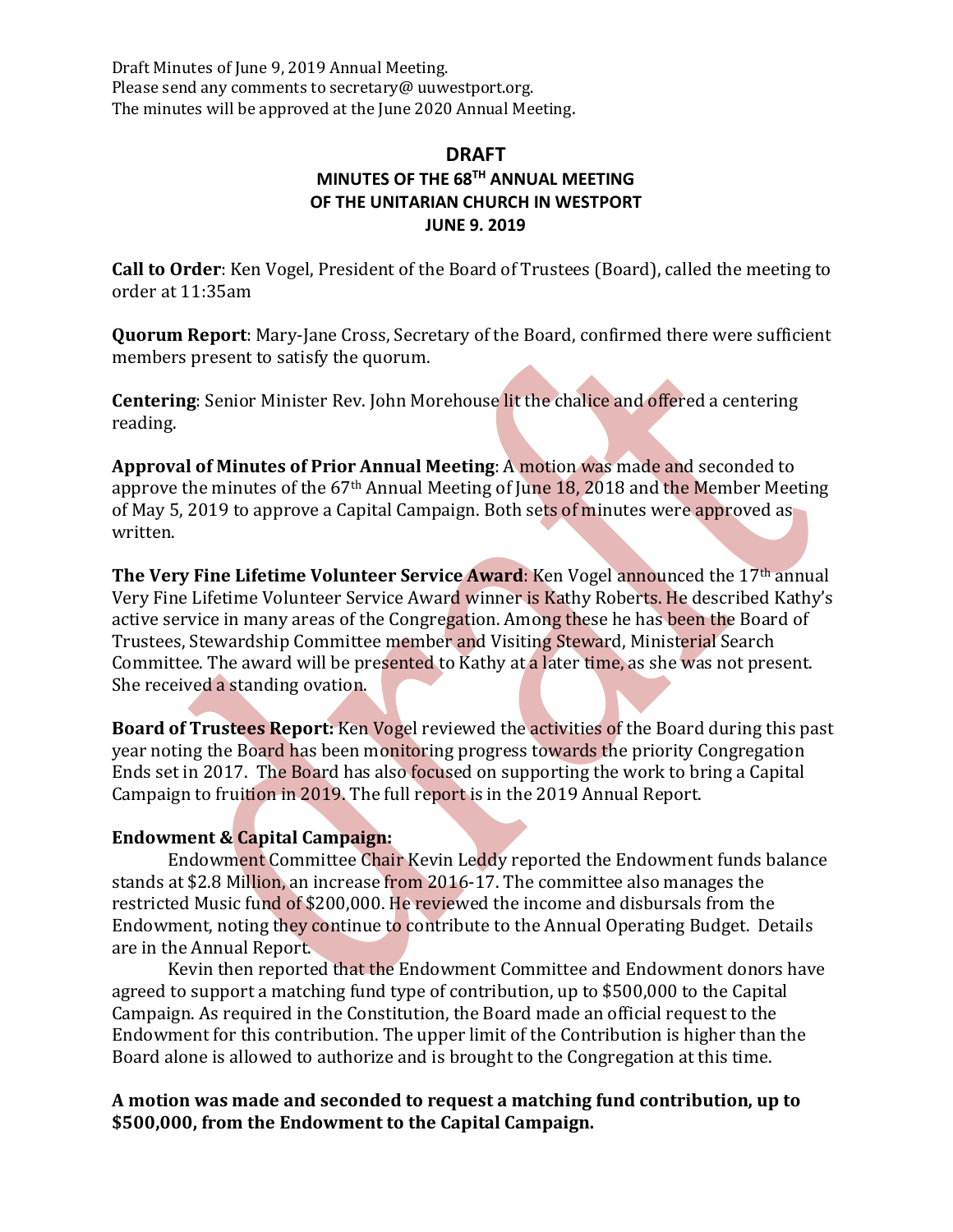Draft Minutes of June 9, 2019 Annual Meeting.
Please send any comments to secretary@ uuwestport.org.
The minutes will be approved at the June 2020 Annual Meeting.

# DRAFT

## MINUTES OF THE 68TH ANNUAL MEETING OF THE UNITARIAN CHURCH IN WESTPORT JUNE 9. 2019

**Call to Order**: Ken Vogel, President of the Board of Trustees (Board), called the meeting to order at 11:35am

**Quorum Report**: Mary-Jane Cross, Secretary of the Board, confirmed there were sufficient members present to satisfy the quorum.

**Centering**: Senior Minister Rev. John Morehouse lit the chalice and offered a centering reading.

**Approval of Minutes of Prior Annual Meeting**: A motion was made and seconded to approve the minutes of the 67th Annual Meeting of June 18, 2018 and the Member Meeting of May 5, 2019 to approve a Capital Campaign. Both sets of minutes were approved as written.

**The Very Fine Lifetime Volunteer Service Award**: Ken Vogel announced the 17th annual Very Fine Lifetime Volunteer Service Award winner is Kathy Roberts. He described Kathy's active service in many areas of the Congregation. Among these he has been the Board of Trustees, Stewardship Committee member and Visiting Steward, Ministerial Search Committee. The award will be presented to Kathy at a later time, as she was not present. She received a standing ovation.

**Board of Trustees Report:** Ken Vogel reviewed the activities of the Board during this past year noting the Board has been monitoring progress towards the priority Congregation Ends set in 2017. The Board has also focused on supporting the work to bring a Capital Campaign to fruition in 2019. The full report is in the 2019 Annual Report.

**Endowment & Capital Campaign:**

Endowment Committee Chair Kevin Leddy reported the Endowment funds balance stands at $2.8 Million, an increase from 2016-17. The committee also manages the restricted Music fund of $200,000. He reviewed the income and disbursals from the Endowment, noting they continue to contribute to the Annual Operating Budget. Details are in the Annual Report.

Kevin then reported that the Endowment Committee and Endowment donors have agreed to support a matching fund type of contribution, up to $500,000 to the Capital Campaign. As required in the Constitution, the Board made an official request to the Endowment for this contribution. The upper limit of the Contribution is higher than the Board alone is allowed to authorize and is brought to the Congregation at this time.

**A motion was made and seconded to request a matching fund contribution, up to $500,000, from the Endowment to the Capital Campaign.**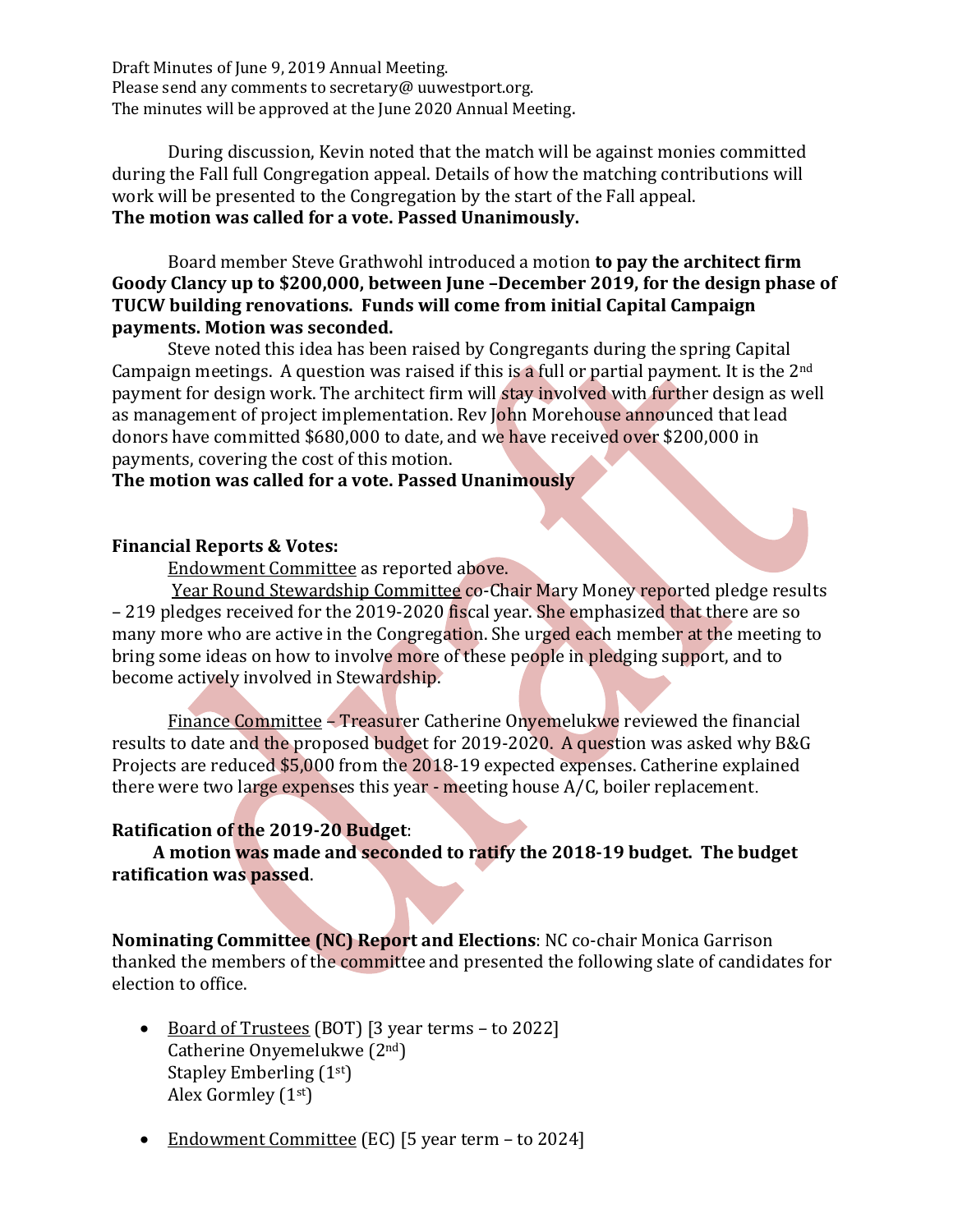Draft Minutes of June 9, 2019 Annual Meeting.
Please send any comments to secretary@ uuwestport.org.
The minutes will be approved at the June 2020 Annual Meeting.

During discussion, Kevin noted that the match will be against monies committed during the Fall full Congregation appeal. Details of how the matching contributions will work will be presented to the Congregation by the start of the Fall appeal.
**The motion was called for a vote. Passed Unanimously.**

Board member Steve Grathwohl introduced a motion **to pay the architect firm Goody Clancy up to $200,000, between June –December 2019, for the design phase of TUCW building renovations. Funds will come from initial Capital Campaign payments. Motion was seconded.**

Steve noted this idea has been raised by Congregants during the spring Capital Campaign meetings. A question was raised if this is a full or partial payment. It is the 2nd payment for design work. The architect firm will stay involved with further design as well as management of project implementation. Rev John Morehouse announced that lead donors have committed $680,000 to date, and we have received over $200,000 in payments, covering the cost of this motion.
**The motion was called for a vote. Passed Unanimously**

**Financial Reports & Votes:**

Endowment Committee as reported above.

Year Round Stewardship Committee co-Chair Mary Money reported pledge results – 219 pledges received for the 2019-2020 fiscal year. She emphasized that there are so many more who are active in the Congregation. She urged each member at the meeting to bring some ideas on how to involve more of these people in pledging support, and to become actively involved in Stewardship.

Finance Committee – Treasurer Catherine Onyemelukwe reviewed the financial results to date and the proposed budget for 2019-2020. A question was asked why B&G Projects are reduced $5,000 from the 2018-19 expected expenses. Catherine explained there were two large expenses this year - meeting house A/C, boiler replacement.

**Ratification of the 2019-20 Budget**:

**A motion was made and seconded to ratify the 2018-19 budget. The budget ratification was passed**.

**Nominating Committee (NC) Report and Elections**: NC co-chair Monica Garrison thanked the members of the committee and presented the following slate of candidates for election to office.

- Board of Trustees (BOT) [3 year terms – to 2022]
  Catherine Onyemelukwe (2nd)
  Stapley Emberling (1st)
  Alex Gormley (1st)

- Endowment Committee (EC) [5 year term – to 2024]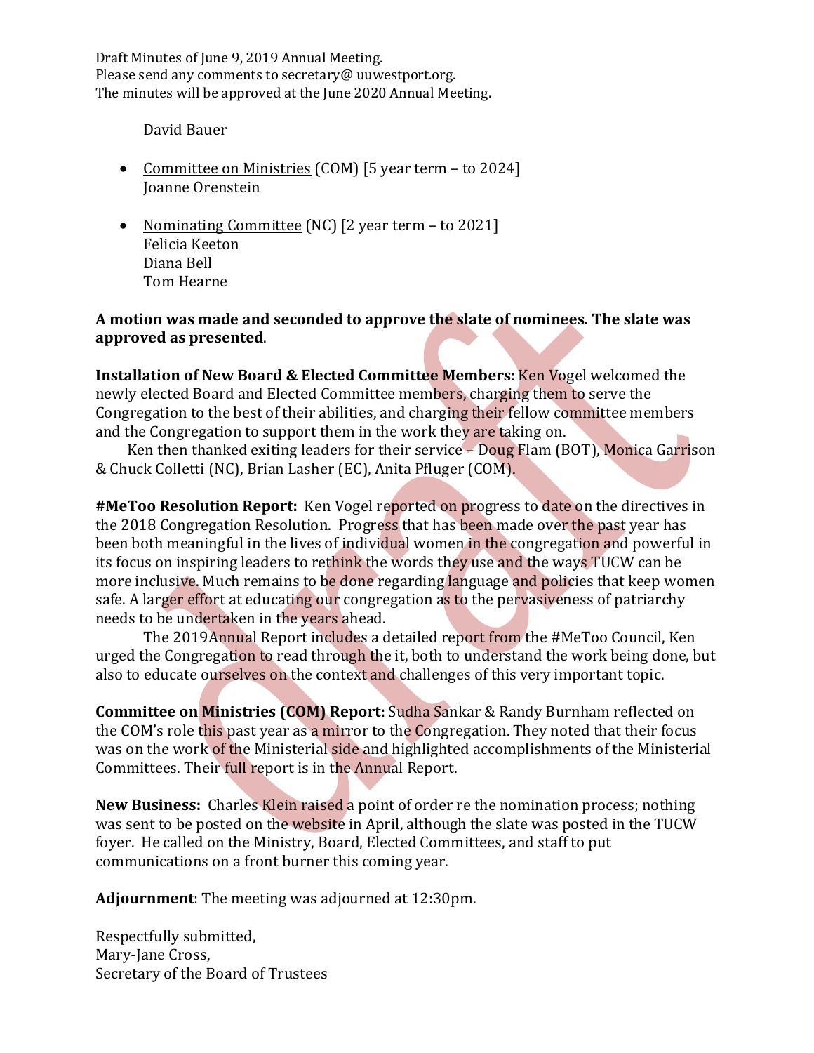David Bauer

- Committee on Ministries (COM) [5 year term – to 2024]
  Joanne Orenstein

- Nominating Committee (NC) [2 year term – to 2021]
  Felicia Keeton
  Diana Bell
  Tom Hearne

**A motion was made and seconded to approve the slate of nominees. The slate was approved as presented**.

**Installation of New Board & Elected Committee Members**: Ken Vogel welcomed the newly elected Board and Elected Committee members, charging them to serve the Congregation to the best of their abilities, and charging their fellow committee members and the Congregation to support them in the work they are taking on.

Ken then thanked exiting leaders for their service – Doug Flam (BOT), Monica Garrison & Chuck Colletti (NC), Brian Lasher (EC), Anita Pfluger (COM).

**#MeToo Resolution Report:** Ken Vogel reported on progress to date on the directives in the 2018 Congregation Resolution. Progress that has been made over the past year has been both meaningful in the lives of individual women in the congregation and powerful in its focus on inspiring leaders to rethink the words they use and the ways TUCW can be more inclusive. Much remains to be done regarding language and policies that keep women safe. A larger effort at educating our congregation as to the pervasiveness of patriarchy needs to be undertaken in the years ahead.

The 2019Annual Report includes a detailed report from the #MeToo Council, Ken urged the Congregation to read through the it, both to understand the work being done, but also to educate ourselves on the context and challenges of this very important topic.

**Committee on Ministries (COM) Report:** Sudha Sankar & Randy Burnham reflected on the COM's role this past year as a mirror to the Congregation. They noted that their focus was on the work of the Ministerial side and highlighted accomplishments of the Ministerial Committees. Their full report is in the Annual Report.

**New Business:** Charles Klein raised a point of order re the nomination process; nothing was sent to be posted on the website in April, although the slate was posted in the TUCW foyer. He called on the Ministry, Board, Elected Committees, and staff to put communications on a front burner this coming year.

**Adjournment**: The meeting was adjourned at 12:30pm.

Respectfully submitted,
Mary-Jane Cross,
Secretary of the Board of Trustees